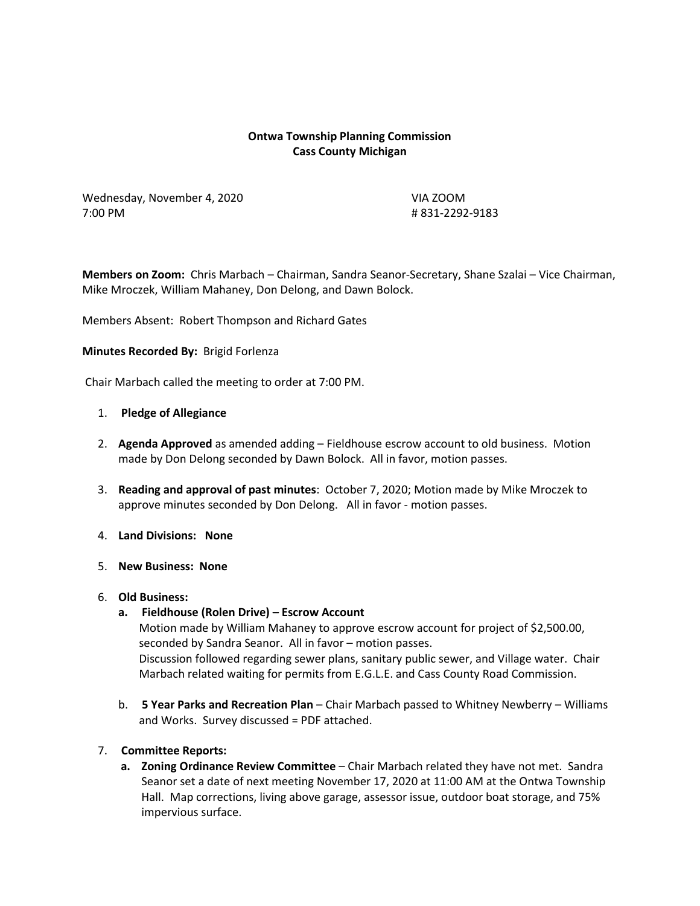**Ontwa Township Planning Commission**
**Cass County Michigan**

Wednesday, November 4, 2020 VIA ZOOM
7:00 PM # 831-2292-9183

**Members on Zoom:** Chris Marbach – Chairman, Sandra Seanor-Secretary, Shane Szalai – Vice Chairman, Mike Mroczek, William Mahaney, Don Delong, and Dawn Bolock.

Members Absent: Robert Thompson and Richard Gates

**Minutes Recorded By:** Brigid Forlenza

Chair Marbach called the meeting to order at 7:00 PM.

1. **Pledge of Allegiance**

2. **Agenda Approved** as amended adding – Fieldhouse escrow account to old business. Motion made by Don Delong seconded by Dawn Bolock. All in favor, motion passes.

3. **Reading and approval of past minutes**: October 7, 2020; Motion made by Mike Mroczek to approve minutes seconded by Don Delong. All in favor - motion passes.

4. **Land Divisions: None**

5. **New Business: None**

6. **Old Business:**
   a. **Fieldhouse (Rolen Drive) – Escrow Account**
   Motion made by William Mahaney to approve escrow account for project of $2,500.00, seconded by Sandra Seanor. All in favor – motion passes.
   Discussion followed regarding sewer plans, sanitary public sewer, and Village water. Chair Marbach related waiting for permits from E.G.L.E. and Cass County Road Commission.

   b. **5 Year Parks and Recreation Plan** – Chair Marbach passed to Whitney Newberry – Williams and Works. Survey discussed = PDF attached.

7. **Committee Reports:**
   a. **Zoning Ordinance Review Committee** – Chair Marbach related they have not met. Sandra Seanor set a date of next meeting November 17, 2020 at 11:00 AM at the Ontwa Township Hall. Map corrections, living above garage, assessor issue, outdoor boat storage, and 75% impervious surface.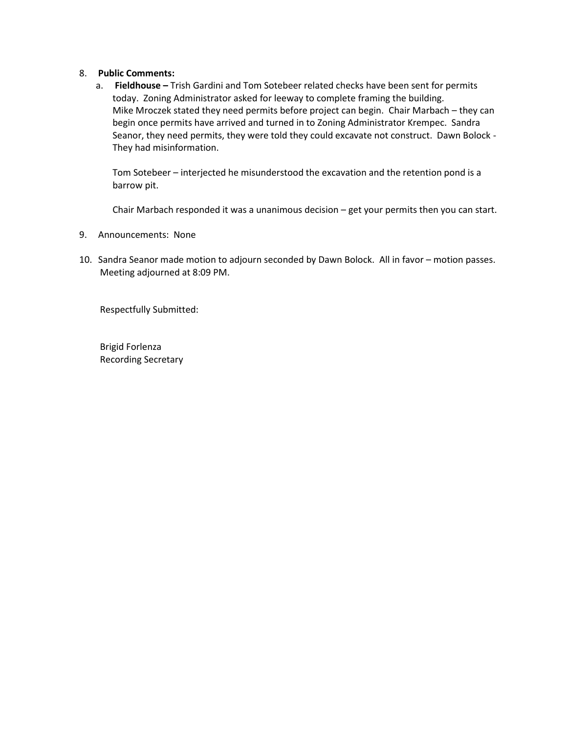8. **Public Comments:**
   a. **Fieldhouse –** Trish Gardini and Tom Sotebeer related checks have been sent for permits today. Zoning Administrator asked for leeway to complete framing the building. Mike Mroczek stated they need permits before project can begin. Chair Marbach – they can begin once permits have arrived and turned in to Zoning Administrator Krempec. Sandra Seanor, they need permits, they were told they could excavate not construct. Dawn Bolock - They had misinformation.

      Tom Sotebeer – interjected he misunderstood the excavation and the retention pond is a barrow pit.

      Chair Marbach responded it was a unanimous decision – get your permits then you can start.

9. Announcements: None

10. Sandra Seanor made motion to adjourn seconded by Dawn Bolock. All in favor – motion passes. Meeting adjourned at 8:09 PM.

Respectfully Submitted:

Brigid Forlenza
Recording Secretary